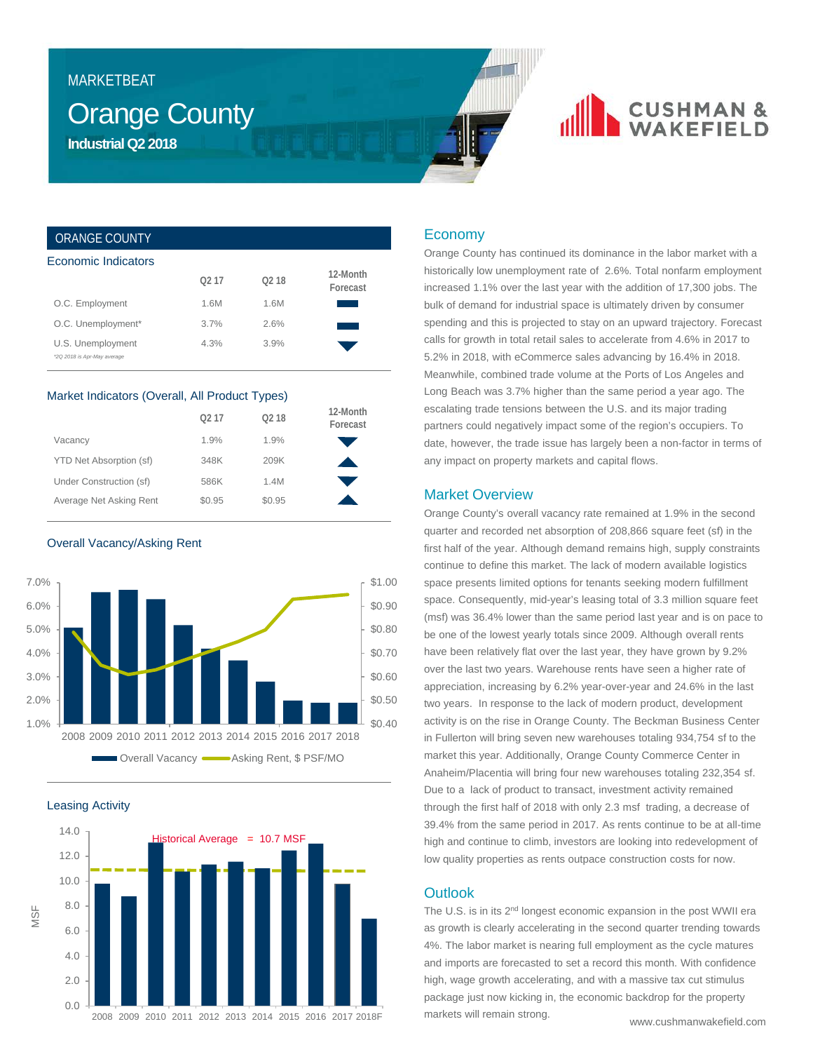MARKETBEAT

# Orange County

**Industrial Q2 2018**

## ORANGE COUNTY

### Economic Indicators

| | Q2 17 | Q2 18 | 12-Month Forecast |
|---|---|---|---|
| O.C. Employment | 1.6M | 1.6M | ▬ |
| O.C. Unemployment* | 3.7% | 2.6% | ▬ |
| U.S. Unemployment | 4.3% | 3.9% | ▼ |

*2Q 2018 is Apr-May average

### Market Indicators (Overall, All Product Types)

| | Q2 17 | Q2 18 | 12-Month Forecast |
|---|---|---|---|
| Vacancy | 1.9% | 1.9% | ▼ |
| YTD Net Absorption (sf) | 348K | 209K | ▲ |
| Under Construction (sf) | 586K | 1.4M | ▼ |
| Average Net Asking Rent | $0.95 | $0.95 | ▲ |

### Overall Vacancy/Asking Rent

Overall Vacancy — Asking Rent, $ PSF/MO

### Leasing Activity

Historical Average = 10.7 MSF

## Economy

Orange County has continued its dominance in the labor market with a historically low unemployment rate of 2.6%. Total nonfarm employment increased 1.1% over the last year with the addition of 17,300 jobs. The bulk of demand for industrial space is ultimately driven by consumer spending and this is projected to stay on an upward trajectory. Forecast calls for growth in total retail sales to accelerate from 4.6% in 2017 to 5.2% in 2018, with eCommerce sales advancing by 16.4% in 2018. Meanwhile, combined trade volume at the Ports of Los Angeles and Long Beach was 3.7% higher than the same period a year ago. The escalating trade tensions between the U.S. and its major trading partners could negatively impact some of the region's occupiers. To date, however, the trade issue has largely been a non-factor in terms of any impact on property markets and capital flows.

## Market Overview

Orange County's overall vacancy rate remained at 1.9% in the second quarter and recorded net absorption of 208,866 square feet (sf) in the first half of the year. Although demand remains high, supply constraints continue to define this market. The lack of modern available logistics space presents limited options for tenants seeking modern fulfillment space. Consequently, mid-year's leasing total of 3.3 million square feet (msf) was 36.4% lower than the same period last year and is on pace to be one of the lowest yearly totals since 2009. Although overall rents have been relatively flat over the last year, they have grown by 9.2% over the last two years. Warehouse rents have seen a higher rate of appreciation, increasing by 6.2% year-over-year and 24.6% in the last two years. In response to the lack of modern product, development activity is on the rise in Orange County. The Beckman Business Center in Fullerton will bring seven new warehouses totaling 934,754 sf to the market this year. Additionally, Orange County Commerce Center in Anaheim/Placentia will bring four new warehouses totaling 232,354 sf. Due to a lack of product to transact, investment activity remained through the first half of 2018 with only 2.3 msf trading, a decrease of 39.4% from the same period in 2017. As rents continue to be at all-time high and continue to climb, investors are looking into redevelopment of low quality properties as rents outpace construction costs for now.

## Outlook

The U.S. is in its 2nd longest economic expansion in the post WWII era as growth is clearly accelerating in the second quarter trending towards 4%. The labor market is nearing full employment as the cycle matures and imports are forecasted to set a record this month. With confidence high, wage growth accelerating, and with a massive tax cut stimulus package just now kicking in, the economic backdrop for the property markets will remain strong.

www.cushmanwakefield.com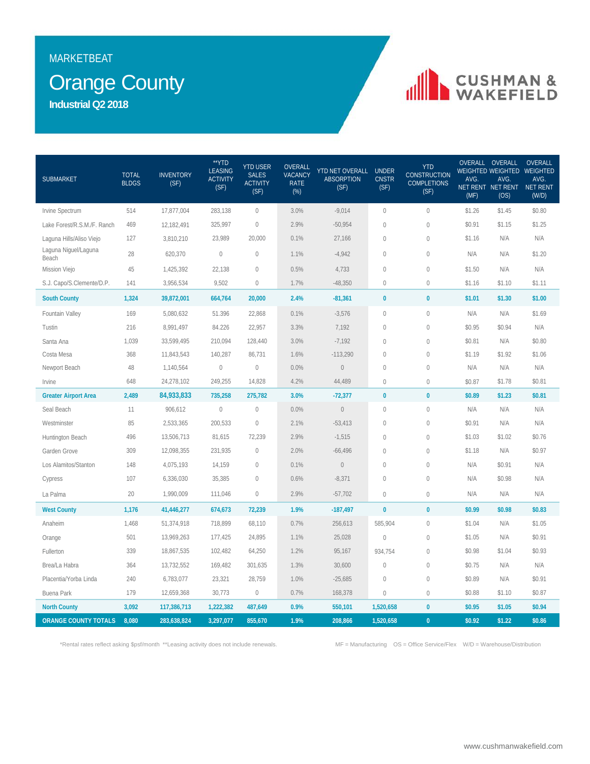MARKETBEAT

# Orange County

**Industrial Q2 2018**

| SUBMARKET | TOTAL BLDGS | INVENTORY (SF) | **YTD LEASING ACTIVITY (SF) | YTD USER SALES ACTIVITY (SF) | OVERALL VACANCY RATE (%) | YTD NET OVERALL ABSORPTION (SF) | UNDER CNSTR (SF) | YTD CONSTRUCTION COMPLETIONS (SF) | OVERALL WEIGHTED AVG. NET RENT (MF) | OVERALL WEIGHTED AVG. NET RENT (OS) | OVERALL WEIGHTED AVG. NET RENT (W/D) |
|---|---|---|---|---|---|---|---|---|---|---|---|
| Irvine Spectrum | 514 | 17,877,004 | 283,138 | 0 | 3.0% | -9,014 | 0 | 0 | $1.26 | $1.45 | $0.80 |
| Lake Forest/R.S.M./F. Ranch | 469 | 12,182,491 | 325,997 | 0 | 2.9% | -50,954 | 0 | 0 | $0.91 | $1.15 | $1.25 |
| Laguna Hills/Aliso Viejo | 127 | 3,810,210 | 23,989 | 20,000 | 0.1% | 27,166 | 0 | 0 | $1.16 | N/A | N/A |
| Laguna Niguel/Laguna Beach | 28 | 620,370 | 0 | 0 | 1.1% | -4,942 | 0 | 0 | N/A | N/A | $1.20 |
| Mission Viejo | 45 | 1,425,392 | 22,138 | 0 | 0.5% | 4,733 | 0 | 0 | $1.50 | N/A | N/A |
| S.J. Capo/S.Clemente/D.P. | 141 | 3,956,534 | 9,502 | 0 | 1.7% | -48,350 | 0 | 0 | $1.16 | $1.10 | $1.11 |
| **South County** | **1,324** | **39,872,001** | **664,764** | **20,000** | **2.4%** | **-81,361** | **0** | **0** | **$1.01** | **$1.30** | **$1.00** |
| Fountain Valley | 169 | 5,080,632 | 51.396 | 22,868 | 0.1% | -3,576 | 0 | 0 | N/A | N/A | $1.69 |
| Tustin | 216 | 8,991,497 | 84.226 | 22,957 | 3.3% | 7,192 | 0 | 0 | $0.95 | $0.94 | N/A |
| Santa Ana | 1,039 | 33,599,495 | 210,094 | 128,440 | 3.0% | -7,192 | 0 | 0 | $0.81 | N/A | $0.80 |
| Costa Mesa | 368 | 11,843,543 | 140,287 | 86,731 | 1.6% | -113,290 | 0 | 0 | $1.19 | $1.92 | $1.06 |
| Newport Beach | 48 | 1,140,564 | 0 | 0 | 0.0% | 0 | 0 | 0 | N/A | N/A | N/A |
| Irvine | 648 | 24,278,102 | 249,255 | 14,828 | 4.2% | 44,489 | 0 | 0 | $0.87 | $1.78 | $0.81 |
| **Greater Airport Area** | **2,489** | **84,933,833** | **735,258** | **275,782** | **3.0%** | **-72,377** | **0** | **0** | **$0.89** | **$1.23** | **$0.81** |
| Seal Beach | 11 | 906,612 | 0 | 0 | 0.0% | 0 | 0 | 0 | N/A | N/A | N/A |
| Westminster | 85 | 2,533,365 | 200,533 | 0 | 2.1% | -53,413 | 0 | 0 | $0.91 | N/A | N/A |
| Huntington Beach | 496 | 13,506,713 | 81,615 | 72,239 | 2.9% | -1,515 | 0 | 0 | $1.03 | $1.02 | $0.76 |
| Garden Grove | 309 | 12,098,355 | 231,935 | 0 | 2.0% | -66,496 | 0 | 0 | $1.18 | N/A | $0.97 |
| Los Alamitos/Stanton | 148 | 4,075,193 | 14,159 | 0 | 0.1% | 0 | 0 | 0 | N/A | $0.91 | N/A |
| Cypress | 107 | 6,336,030 | 35,385 | 0 | 0.6% | -8,371 | 0 | 0 | N/A | $0.98 | N/A |
| La Palma | 20 | 1,990,009 | 111,046 | 0 | 2.9% | -57,702 | 0 | 0 | N/A | N/A | N/A |
| **West County** | **1,176** | **41,446,277** | **674,673** | **72,239** | **1.9%** | **-187,497** | **0** | **0** | **$0.99** | **$0.98** | **$0.83** |
| Anaheim | 1,468 | 51,374,918 | 718,899 | 68,110 | 0.7% | 256,613 | 585,904 | 0 | $1.04 | N/A | $1.05 |
| Orange | 501 | 13,969,263 | 177,425 | 24,895 | 1.1% | 25,028 | 0 | 0 | $1.05 | N/A | $0.91 |
| Fullerton | 339 | 18,867,535 | 102,482 | 64,250 | 1.2% | 95,167 | 934,754 | 0 | $0.98 | $1.04 | $0.93 |
| Brea/La Habra | 364 | 13,732,552 | 169,482 | 301,635 | 1.3% | 30,600 | 0 | 0 | $0.75 | N/A | N/A |
| Placentia/Yorba Linda | 240 | 6,783,077 | 23,321 | 28,759 | 1.0% | -25,685 | 0 | 0 | $0.89 | N/A | $0.91 |
| Buena Park | 179 | 12,659,368 | 30,773 | 0 | 0.7% | 168,378 | 0 | 0 | $0.88 | $1.10 | $0.87 |
| **North County** | **3,092** | **117,386,713** | **1,222,382** | **487,649** | **0.9%** | **550,101** | **1,520,658** | **0** | **$0.95** | **$1.05** | **$0.94** |
| **ORANGE COUNTY TOTALS** | **8,080** | **283,638,824** | **3,297,077** | **855,670** | **1.9%** | **208,866** | **1,520,658** | **0** | **$0.92** | **$1.22** | **$0.86** |

*Rental rates reflect asking $psf/month **Leasing activity does not include renewals.

MF = Manufacturing OS = Office Service/Flex W/D = Warehouse/Distribution

www.cushmanwakefield.com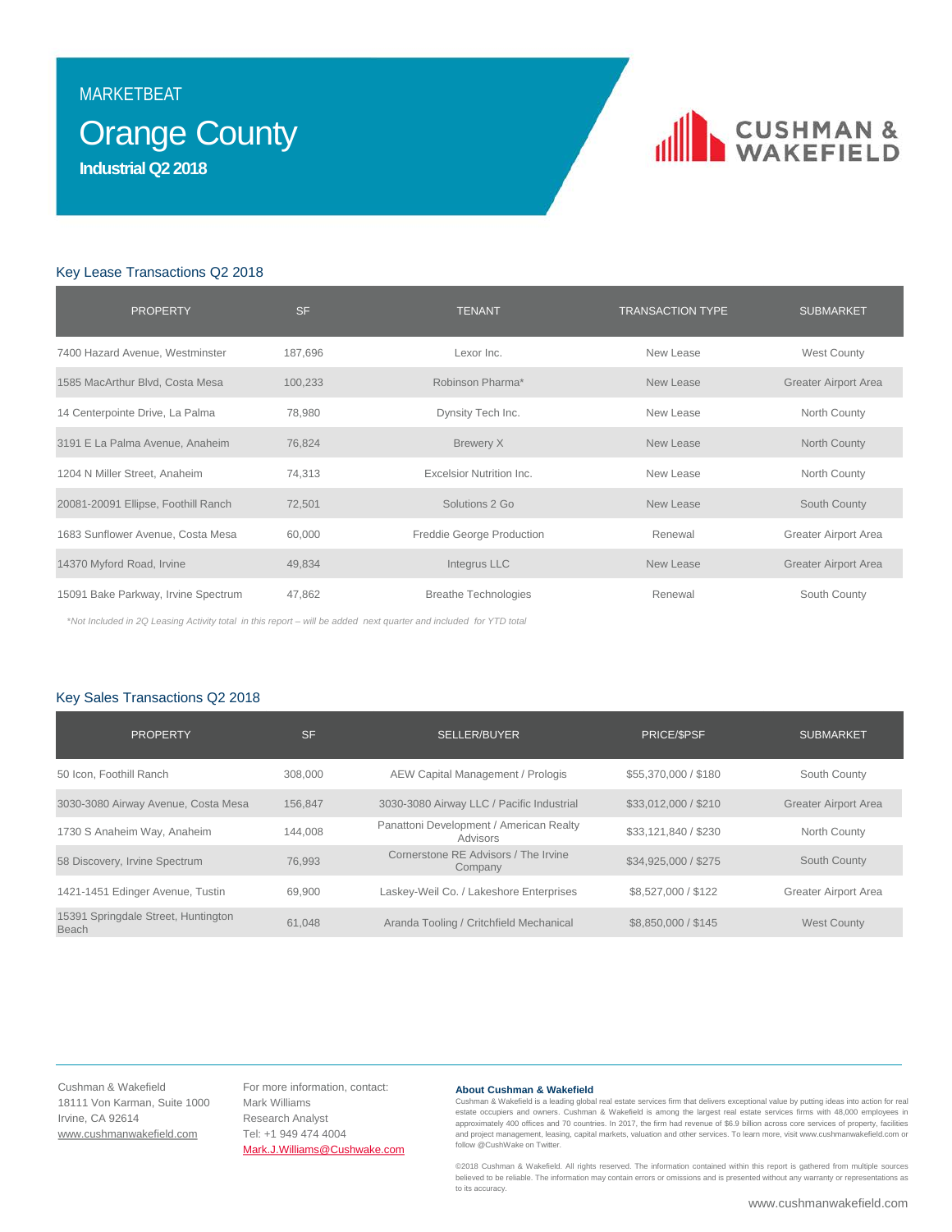MARKETBEAT

# Orange County

**Industrial Q2 2018**

CUSHMAN & WAKEFIELD

## Key Lease Transactions Q2 2018

| PROPERTY | SF | TENANT | TRANSACTION TYPE | SUBMARKET |
|---|---|---|---|---|
| 7400 Hazard Avenue, Westminster | 187,696 | Lexor Inc. | New Lease | West County |
| 1585 MacArthur Blvd, Costa Mesa | 100,233 | Robinson Pharma* | New Lease | Greater Airport Area |
| 14 Centerpointe Drive, La Palma | 78,980 | Dynsity Tech Inc. | New Lease | North County |
| 3191 E La Palma Avenue, Anaheim | 76,824 | Brewery X | New Lease | North County |
| 1204 N Miller Street, Anaheim | 74,313 | Excelsior Nutrition Inc. | New Lease | North County |
| 20081-20091 Ellipse, Foothill Ranch | 72,501 | Solutions 2 Go | New Lease | South County |
| 1683 Sunflower Avenue, Costa Mesa | 60,000 | Freddie George Production | Renewal | Greater Airport Area |
| 14370 Myford Road, Irvine | 49,834 | Integrus LLC | New Lease | Greater Airport Area |
| 15091 Bake Parkway, Irvine Spectrum | 47,862 | Breathe Technologies | Renewal | South County |

*Not Included in 2Q Leasing Activity total in this report – will be added next quarter and included for YTD total

## Key Sales Transactions Q2 2018

| PROPERTY | SF | SELLER/BUYER | PRICE/$PSF | SUBMARKET |
|---|---|---|---|---|
| 50 Icon, Foothill Ranch | 308,000 | AEW Capital Management / Prologis | $55,370,000 / $180 | South County |
| 3030-3080 Airway Avenue, Costa Mesa | 156,847 | 3030-3080 Airway LLC / Pacific Industrial | $33,012,000 / $210 | Greater Airport Area |
| 1730 S Anaheim Way, Anaheim | 144,008 | Panattoni Development / American Realty Advisors | $33,121,840 / $230 | North County |
| 58 Discovery, Irvine Spectrum | 76,993 | Cornerstone RE Advisors / The Irvine Company | $34,925,000 / $275 | South County |
| 1421-1451 Edinger Avenue, Tustin | 69,900 | Laskey-Weil Co. / Lakeshore Enterprises | $8,527,000 / $122 | Greater Airport Area |
| 15391 Springdale Street, Huntington Beach | 61,048 | Aranda Tooling / Critchfield Mechanical | $8,850,000 / $145 | West County |

Cushman & Wakefield
18111 Von Karman, Suite 1000
Irvine, CA 92614
www.cushmanwakefield.com

For more information, contact:
Mark Williams
Research Analyst
Tel: +1 949 474 4004
Mark.J.Williams@Cushwake.com

**About Cushman & Wakefield**

Cushman & Wakefield is a leading global real estate services firm that delivers exceptional value by putting ideas into action for real estate occupiers and owners. Cushman & Wakefield is among the largest real estate services firms with 48,000 employees in approximately 400 offices and 70 countries. In 2017, the firm had revenue of $6.9 billion across core services of property, facilities and project management, leasing, capital markets, valuation and other services. To learn more, visit www.cushmanwakefield.com or follow @CushWake on Twitter.

©2018 Cushman & Wakefield. All rights reserved. The information contained within this report is gathered from multiple sources believed to be reliable. The information may contain errors or omissions and is presented without any warranty or representations as to its accuracy.

www.cushmanwakefield.com